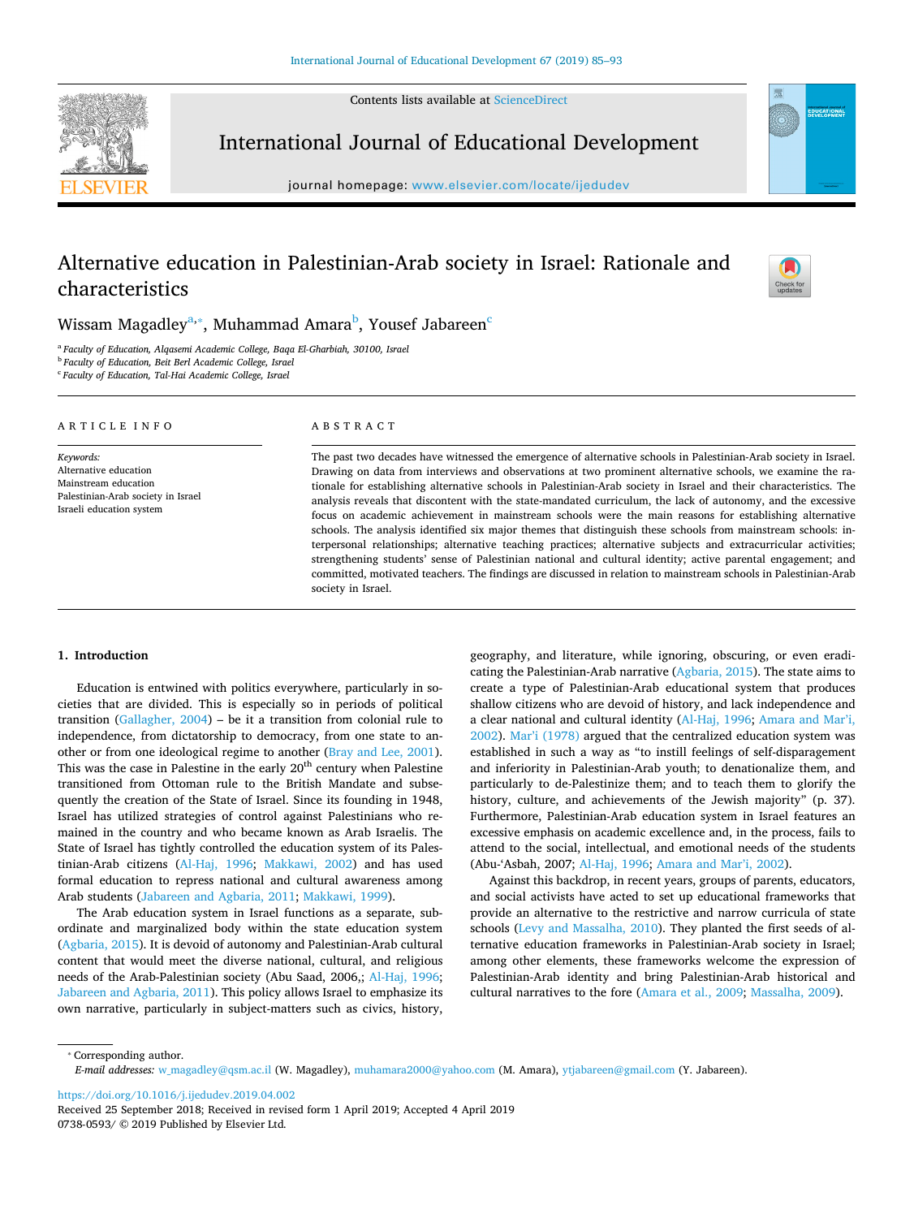# Alternative education in Palestinian-Arab society in Israel: Rationale and characteristics

Wissam Magadley[a,*], Muhammad Amara[b], Yousef Jabareen[c]

[a] Faculty of Education, Alqasemi Academic College, Baqa El-Gharbiah, 30100, Israel
[b] Faculty of Education, Beit Berl Academic College, Israel
[c] Faculty of Education, Tal-Hai Academic College, Israel

## ARTICLE INFO

*Keywords:*
Alternative education
Mainstream education
Palestinian-Arab society in Israel
Israeli education system

## ABSTRACT

The past two decades have witnessed the emergence of alternative schools in Palestinian-Arab society in Israel. Drawing on data from interviews and observations at two prominent alternative schools, we examine the rationale for establishing alternative schools in Palestinian-Arab society in Israel and their characteristics. The analysis reveals that discontent with the state-mandated curriculum, the lack of autonomy, and the excessive focus on academic achievement in mainstream schools were the main reasons for establishing alternative schools. The analysis identified six major themes that distinguish these schools from mainstream schools: interpersonal relationships; alternative teaching practices; alternative subjects and extracurricular activities; strengthening students' sense of Palestinian national and cultural identity; active parental engagement; and committed, motivated teachers. The findings are discussed in relation to mainstream schools in Palestinian-Arab society in Israel.

## 1. Introduction

Education is entwined with politics everywhere, particularly in societies that are divided. This is especially so in periods of political transition (Gallagher, 2004) – be it a transition from colonial rule to independence, from dictatorship to democracy, from one state to another or from one ideological regime to another (Bray and Lee, 2001). This was the case in Palestine in the early 20th century when Palestine transitioned from Ottoman rule to the British Mandate and subsequently the creation of the State of Israel. Since its founding in 1948, Israel has utilized strategies of control against Palestinians who remained in the country and who became known as Arab Israelis. The State of Israel has tightly controlled the education system of its Palestinian-Arab citizens (Al-Haj, 1996; Makkawi, 2002) and has used formal education to repress national and cultural awareness among Arab students (Jabareen and Agbaria, 2011; Makkawi, 1999).

The Arab education system in Israel functions as a separate, subordinate and marginalized body within the state education system (Agbaria, 2015). It is devoid of autonomy and Palestinian-Arab cultural content that would meet the diverse national, cultural, and religious needs of the Arab-Palestinian society (Abu Saad, 2006,; Al-Haj, 1996; Jabareen and Agbaria, 2011). This policy allows Israel to emphasize its own narrative, particularly in subject-matters such as civics, history, geography, and literature, while ignoring, obscuring, or even eradicating the Palestinian-Arab narrative (Agbaria, 2015). The state aims to create a type of Palestinian-Arab educational system that produces shallow citizens who are devoid of history, and lack independence and a clear national and cultural identity (Al-Haj, 1996; Amara and Mar'i, 2002). Mar'i (1978) argued that the centralized education system was established in such a way as "to instill feelings of self-disparagement and inferiority in Palestinian-Arab youth; to denationalize them, and particularly to de-Palestinize them; and to teach them to glorify the history, culture, and achievements of the Jewish majority" (p. 37). Furthermore, Palestinian-Arab education system in Israel features an excessive emphasis on academic excellence and, in the process, fails to attend to the social, intellectual, and emotional needs of the students (Abu-'Asbah, 2007; Al-Haj, 1996; Amara and Mar'i, 2002).

Against this backdrop, in recent years, groups of parents, educators, and social activists have acted to set up educational frameworks that provide an alternative to the restrictive and narrow curricula of state schools (Levy and Massalha, 2010). They planted the first seeds of alternative education frameworks in Palestinian-Arab society in Israel; among other elements, these frameworks welcome the expression of Palestinian-Arab identity and bring Palestinian-Arab historical and cultural narratives to the fore (Amara et al., 2009; Massalha, 2009).

---

* Corresponding author.
*E-mail addresses:* w_magadley@qsm.ac.il (W. Magadley), muhamara2000@yahoo.com (M. Amara), ytjabareen@gmail.com (Y. Jabareen).

https://doi.org/10.1016/j.ijedudev.2019.04.002
Received 25 September 2018; Received in revised form 1 April 2019; Accepted 4 April 2019
0738-0593/ © 2019 Published by Elsevier Ltd.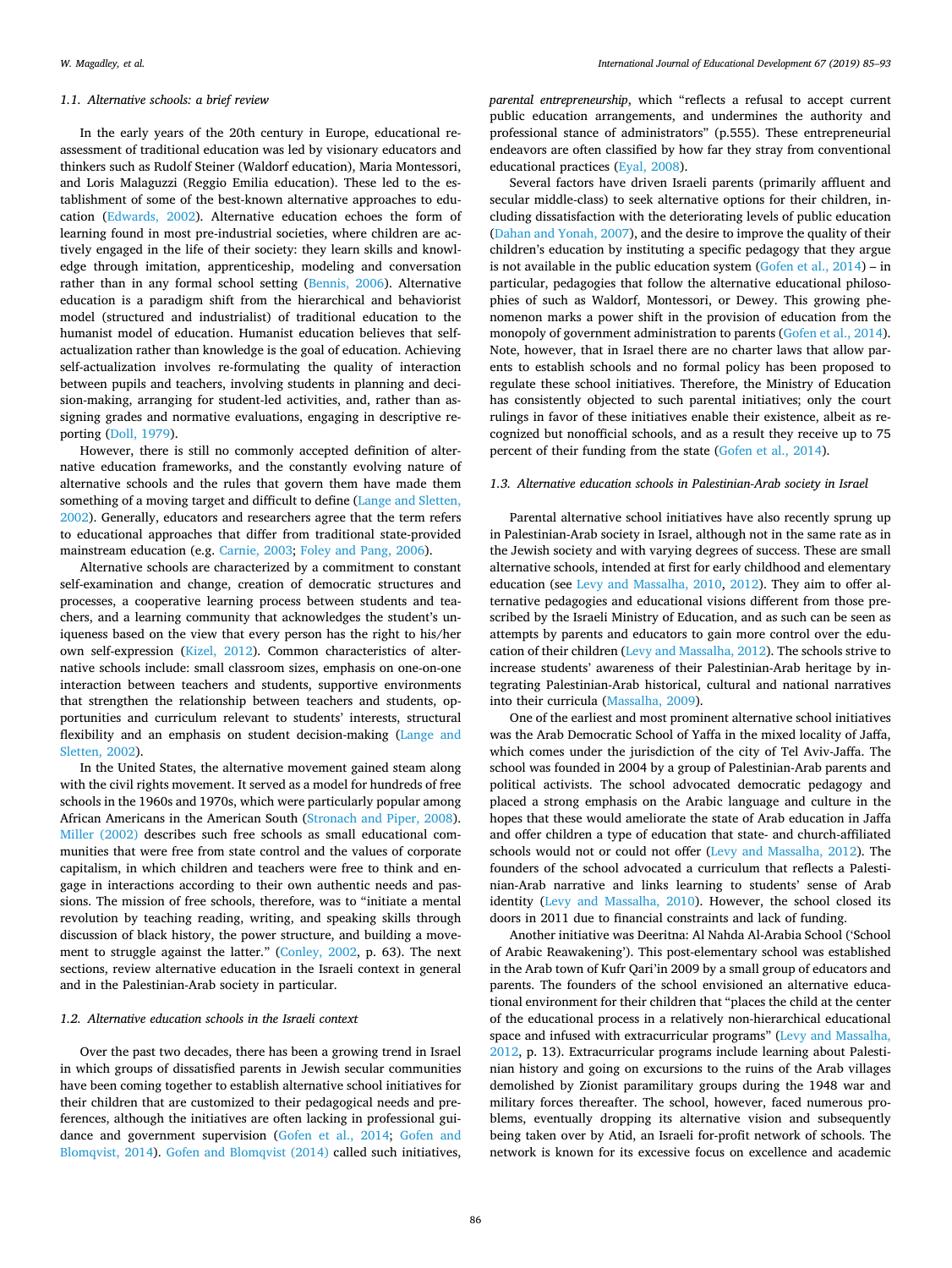### 1.1. Alternative schools: a brief review

In the early years of the 20th century in Europe, educational reassessment of traditional education was led by visionary educators and thinkers such as Rudolf Steiner (Waldorf education), Maria Montessori, and Loris Malaguzzi (Reggio Emilia education). These led to the establishment of some of the best-known alternative approaches to education (Edwards, 2002). Alternative education echoes the form of learning found in most pre-industrial societies, where children are actively engaged in the life of their society: they learn skills and knowledge through imitation, apprenticeship, modeling and conversation rather than in any formal school setting (Bennis, 2006). Alternative education is a paradigm shift from the hierarchical and behaviorist model (structured and industrialist) of traditional education to the humanist model of education. Humanist education believes that self-actualization rather than knowledge is the goal of education. Achieving self-actualization involves re-formulating the quality of interaction between pupils and teachers, involving students in planning and decision-making, arranging for student-led activities, and, rather than assigning grades and normative evaluations, engaging in descriptive reporting (Doll, 1979).

However, there is still no commonly accepted definition of alternative education frameworks, and the constantly evolving nature of alternative schools and the rules that govern them have made them something of a moving target and difficult to define (Lange and Sletten, 2002). Generally, educators and researchers agree that the term refers to educational approaches that differ from traditional state-provided mainstream education (e.g. Carnie, 2003; Foley and Pang, 2006).

Alternative schools are characterized by a commitment to constant self-examination and change, creation of democratic structures and processes, a cooperative learning process between students and teachers, and a learning community that acknowledges the student's uniqueness based on the view that every person has the right to his/her own self-expression (Kizel, 2012). Common characteristics of alternative schools include: small classroom sizes, emphasis on one-on-one interaction between teachers and students, supportive environments that strengthen the relationship between teachers and students, opportunities and curriculum relevant to students' interests, structural flexibility and an emphasis on student decision-making (Lange and Sletten, 2002).

In the United States, the alternative movement gained steam along with the civil rights movement. It served as a model for hundreds of free schools in the 1960s and 1970s, which were particularly popular among African Americans in the American South (Stronach and Piper, 2008). Miller (2002) describes such free schools as small educational communities that were free from state control and the values of corporate capitalism, in which children and teachers were free to think and engage in interactions according to their own authentic needs and passions. The mission of free schools, therefore, was to "initiate a mental revolution by teaching reading, writing, and speaking skills through discussion of black history, the power structure, and building a movement to struggle against the latter." (Conley, 2002, p. 63). The next sections, review alternative education in the Israeli context in general and in the Palestinian-Arab society in particular.

### 1.2. Alternative education schools in the Israeli context

Over the past two decades, there has been a growing trend in Israel in which groups of dissatisfied parents in Jewish secular communities have been coming together to establish alternative school initiatives for their children that are customized to their pedagogical needs and preferences, although the initiatives are often lacking in professional guidance and government supervision (Gofen et al., 2014; Gofen and Blomqvist, 2014). Gofen and Blomqvist (2014) called such initiatives, *parental entrepreneurship*, which "reflects a refusal to accept current public education arrangements, and undermines the authority and professional stance of administrators" (p.555). These entrepreneurial endeavors are often classified by how far they stray from conventional educational practices (Eyal, 2008).

Several factors have driven Israeli parents (primarily affluent and secular middle-class) to seek alternative options for their children, including dissatisfaction with the deteriorating levels of public education (Dahan and Yonah, 2007), and the desire to improve the quality of their children's education by instituting a specific pedagogy that they argue is not available in the public education system (Gofen et al., 2014) – in particular, pedagogies that follow the alternative educational philosophies of such as Waldorf, Montessori, or Dewey. This growing phenomenon marks a power shift in the provision of education from the monopoly of government administration to parents (Gofen et al., 2014). Note, however, that in Israel there are no charter laws that allow parents to establish schools and no formal policy has been proposed to regulate these school initiatives. Therefore, the Ministry of Education has consistently objected to such parental initiatives; only the court rulings in favor of these initiatives enable their existence, albeit as recognized but nonofficial schools, and as a result they receive up to 75 percent of their funding from the state (Gofen et al., 2014).

### 1.3. Alternative education schools in Palestinian-Arab society in Israel

Parental alternative school initiatives have also recently sprung up in Palestinian-Arab society in Israel, although not in the same rate as in the Jewish society and with varying degrees of success. These are small alternative schools, intended at first for early childhood and elementary education (see Levy and Massalha, 2010, 2012). They aim to offer alternative pedagogies and educational visions different from those prescribed by the Israeli Ministry of Education, and as such can be seen as attempts by parents and educators to gain more control over the education of their children (Levy and Massalha, 2012). The schools strive to increase students' awareness of their Palestinian-Arab heritage by integrating Palestinian-Arab historical, cultural and national narratives into their curricula (Massalha, 2009).

One of the earliest and most prominent alternative school initiatives was the Arab Democratic School of Yaffa in the mixed locality of Jaffa, which comes under the jurisdiction of the city of Tel Aviv-Jaffa. The school was founded in 2004 by a group of Palestinian-Arab parents and political activists. The school advocated democratic pedagogy and placed a strong emphasis on the Arabic language and culture in the hopes that these would ameliorate the state of Arab education in Jaffa and offer children a type of education that state- and church-affiliated schools would not or could not offer (Levy and Massalha, 2012). The founders of the school advocated a curriculum that reflects a Palestinian-Arab narrative and links learning to students' sense of Arab identity (Levy and Massalha, 2010). However, the school closed its doors in 2011 due to financial constraints and lack of funding.

Another initiative was Deeritna: Al Nahda Al-Arabia School ('School of Arabic Reawakening'). This post-elementary school was established in the Arab town of Kufr Qari'in 2009 by a small group of educators and parents. The founders of the school envisioned an alternative educational environment for their children that "places the child at the center of the educational process in a relatively non-hierarchical educational space and infused with extracurricular programs" (Levy and Massalha, 2012, p. 13). Extracurricular programs include learning about Palestinian history and going on excursions to the ruins of the Arab villages demolished by Zionist paramilitary groups during the 1948 war and military forces thereafter. The school, however, faced numerous problems, eventually dropping its alternative vision and subsequently being taken over by Atid, an Israeli for-profit network of schools. The network is known for its excessive focus on excellence and academic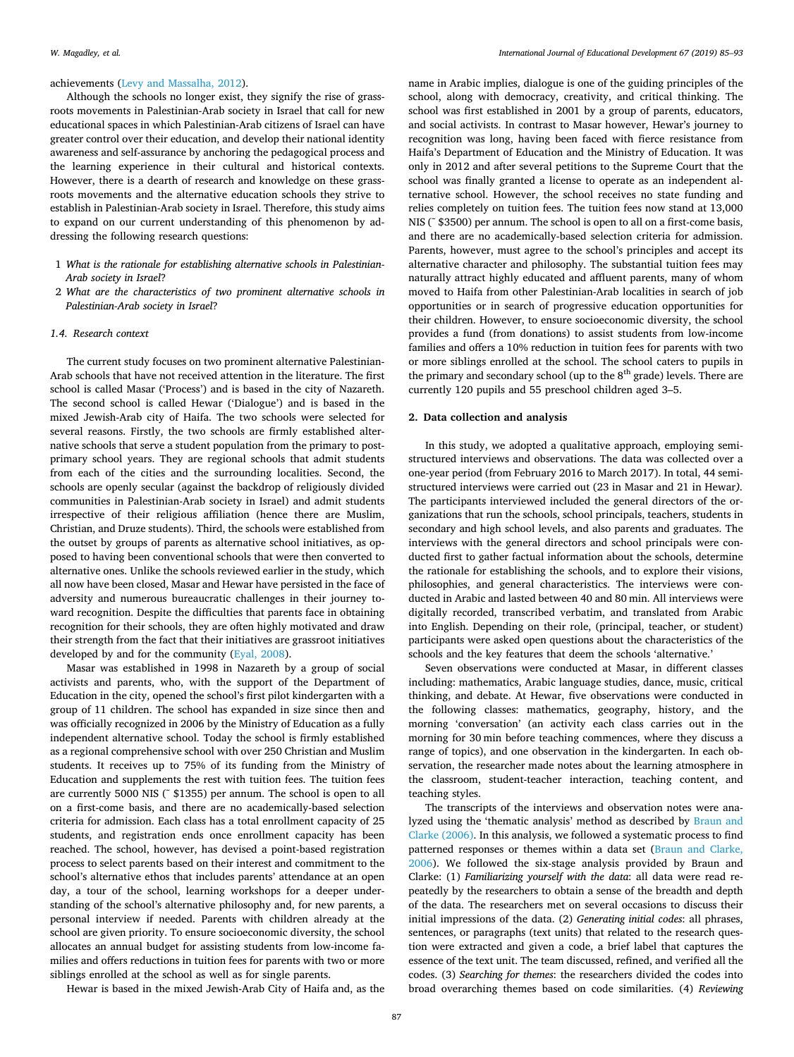achievements (Levy and Massalha, 2012).

Although the schools no longer exist, they signify the rise of grassroots movements in Palestinian-Arab society in Israel that call for new educational spaces in which Palestinian-Arab citizens of Israel can have greater control over their education, and develop their national identity awareness and self-assurance by anchoring the pedagogical process and the learning experience in their cultural and historical contexts. However, there is a dearth of research and knowledge on these grassroots movements and the alternative education schools they strive to establish in Palestinian-Arab society in Israel. Therefore, this study aims to expand on our current understanding of this phenomenon by addressing the following research questions:

1. *What is the rationale for establishing alternative schools in Palestinian-Arab society in Israel*?
2. *What are the characteristics of two prominent alternative schools in Palestinian-Arab society in Israel*?

### 1.4. Research context

The current study focuses on two prominent alternative Palestinian-Arab schools that have not received attention in the literature. The first school is called Masar ('Process') and is based in the city of Nazareth. The second school is called Hewar ('Dialogue') and is based in the mixed Jewish-Arab city of Haifa. The two schools were selected for several reasons. Firstly, the two schools are firmly established alternative schools that serve a student population from the primary to post-primary school years. They are regional schools that admit students from each of the cities and the surrounding localities. Second, the schools are openly secular (against the backdrop of religiously divided communities in Palestinian-Arab society in Israel) and admit students irrespective of their religious affiliation (hence there are Muslim, Christian, and Druze students). Third, the schools were established from the outset by groups of parents as alternative school initiatives, as opposed to having been conventional schools that were then converted to alternative ones. Unlike the schools reviewed earlier in the study, which all now have been closed, Masar and Hewar have persisted in the face of adversity and numerous bureaucratic challenges in their journey toward recognition. Despite the difficulties that parents face in obtaining recognition for their schools, they are often highly motivated and draw their strength from the fact that their initiatives are grassroot initiatives developed by and for the community (Eyal, 2008).

Masar was established in 1998 in Nazareth by a group of social activists and parents, who, with the support of the Department of Education in the city, opened the school's first pilot kindergarten with a group of 11 children. The school has expanded in size since then and was officially recognized in 2006 by the Ministry of Education as a fully independent alternative school. Today the school is firmly established as a regional comprehensive school with over 250 Christian and Muslim students. It receives up to 75% of its funding from the Ministry of Education and supplements the rest with tuition fees. The tuition fees are currently 5000 NIS (~ $1355) per annum. The school is open to all on a first-come basis, and there are no academically-based selection criteria for admission. Each class has a total enrollment capacity of 25 students, and registration ends once enrollment capacity has been reached. The school, however, has devised a point-based registration process to select parents based on their interest and commitment to the school's alternative ethos that includes parents' attendance at an open day, a tour of the school, learning workshops for a deeper understanding of the school's alternative philosophy and, for new parents, a personal interview if needed. Parents with children already at the school are given priority. To ensure socioeconomic diversity, the school allocates an annual budget for assisting students from low-income families and offers reductions in tuition fees for parents with two or more siblings enrolled at the school as well as for single parents.

Hewar is based in the mixed Jewish-Arab City of Haifa and, as the name in Arabic implies, dialogue is one of the guiding principles of the school, along with democracy, creativity, and critical thinking. The school was first established in 2001 by a group of parents, educators, and social activists. In contrast to Masar however, Hewar's journey to recognition was long, having been faced with fierce resistance from Haifa's Department of Education and the Ministry of Education. It was only in 2012 and after several petitions to the Supreme Court that the school was finally granted a license to operate as an independent alternative school. However, the school receives no state funding and relies completely on tuition fees. The tuition fees now stand at 13,000 NIS (~ $3500) per annum. The school is open to all on a first-come basis, and there are no academically-based selection criteria for admission. Parents, however, must agree to the school's principles and accept its alternative character and philosophy. The substantial tuition fees may naturally attract highly educated and affluent parents, many of whom moved to Haifa from other Palestinian-Arab localities in search of job opportunities or in search of progressive education opportunities for their children. However, to ensure socioeconomic diversity, the school provides a fund (from donations) to assist students from low-income families and offers a 10% reduction in tuition fees for parents with two or more siblings enrolled at the school. The school caters to pupils in the primary and secondary school (up to the 8th grade) levels. There are currently 120 pupils and 55 preschool children aged 3–5.

## 2. Data collection and analysis

In this study, we adopted a qualitative approach, employing semi-structured interviews and observations. The data was collected over a one-year period (from February 2016 to March 2017). In total, 44 semi-structured interviews were carried out (23 in Masar and 21 in Hewar). The participants interviewed included the general directors of the organizations that run the schools, school principals, teachers, students in secondary and high school levels, and also parents and graduates. The interviews with the general directors and school principals were conducted first to gather factual information about the schools, determine the rationale for establishing the schools, and to explore their visions, philosophies, and general characteristics. The interviews were conducted in Arabic and lasted between 40 and 80 min. All interviews were digitally recorded, transcribed verbatim, and translated from Arabic into English. Depending on their role, (principal, teacher, or student) participants were asked open questions about the characteristics of the schools and the key features that deem the schools 'alternative.'

Seven observations were conducted at Masar, in different classes including: mathematics, Arabic language studies, dance, music, critical thinking, and debate. At Hewar, five observations were conducted in the following classes: mathematics, geography, history, and the morning 'conversation' (an activity each class carries out in the morning for 30 min before teaching commences, where they discuss a range of topics), and one observation in the kindergarten. In each observation, the researcher made notes about the learning atmosphere in the classroom, student-teacher interaction, teaching content, and teaching styles.

The transcripts of the interviews and observation notes were analyzed using the 'thematic analysis' method as described by Braun and Clarke (2006). In this analysis, we followed a systematic process to find patterned responses or themes within a data set (Braun and Clarke, 2006). We followed the six-stage analysis provided by Braun and Clarke: (1) *Familiarizing yourself with the data*: all data were read repeatedly by the researchers to obtain a sense of the breadth and depth of the data. The researchers met on several occasions to discuss their initial impressions of the data. (2) *Generating initial codes*: all phrases, sentences, or paragraphs (text units) that related to the research question were extracted and given a code, a brief label that captures the essence of the text unit. The team discussed, refined, and verified all the codes. (3) *Searching for themes*: the researchers divided the codes into broad overarching themes based on code similarities. (4) *Reviewing*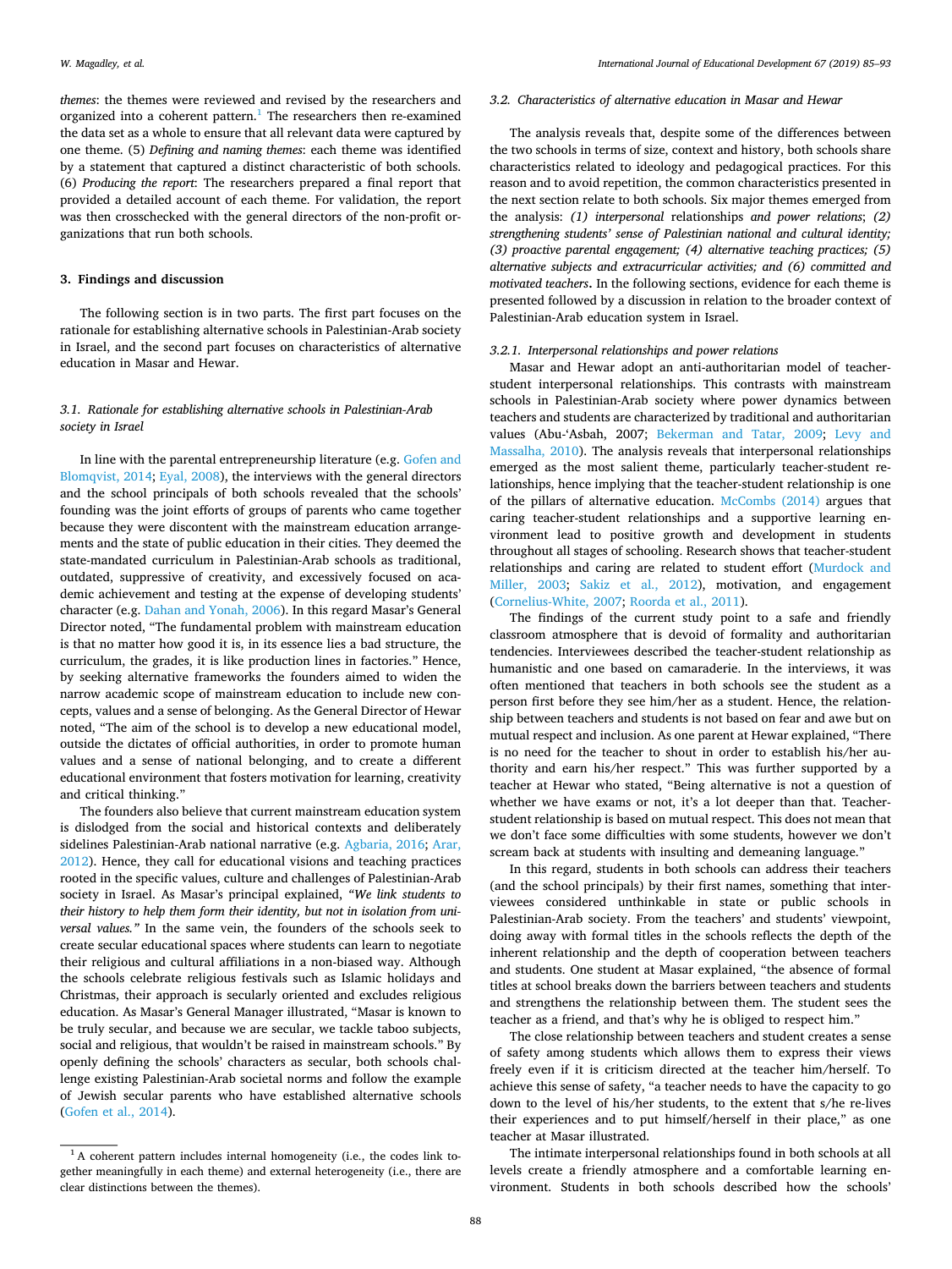*themes*: the themes were reviewed and revised by the researchers and organized into a coherent pattern.[1] The researchers then re-examined the data set as a whole to ensure that all relevant data were captured by one theme. (5) *Defining and naming themes*: each theme was identified by a statement that captured a distinct characteristic of both schools. (6) *Producing the report*: The researchers prepared a final report that provided a detailed account of each theme. For validation, the report was then crosschecked with the general directors of the non-profit organizations that run both schools.

## 3. Findings and discussion

The following section is in two parts. The first part focuses on the rationale for establishing alternative schools in Palestinian-Arab society in Israel, and the second part focuses on characteristics of alternative education in Masar and Hewar.

### 3.1. Rationale for establishing alternative schools in Palestinian-Arab society in Israel

In line with the parental entrepreneurship literature (e.g. Gofen and Blomqvist, 2014; Eyal, 2008), the interviews with the general directors and the school principals of both schools revealed that the schools' founding was the joint efforts of groups of parents who came together because they were discontent with the mainstream education arrangements and the state of public education in their cities. They deemed the state-mandated curriculum in Palestinian-Arab schools as traditional, outdated, suppressive of creativity, and excessively focused on academic achievement and testing at the expense of developing students' character (e.g. Dahan and Yonah, 2006). In this regard Masar's General Director noted, "The fundamental problem with mainstream education is that no matter how good it is, in its essence lies a bad structure, the curriculum, the grades, it is like production lines in factories." Hence, by seeking alternative frameworks the founders aimed to widen the narrow academic scope of mainstream education to include new concepts, values and a sense of belonging. As the General Director of Hewar noted, "The aim of the school is to develop a new educational model, outside the dictates of official authorities, in order to promote human values and a sense of national belonging, and to create a different educational environment that fosters motivation for learning, creativity and critical thinking."

The founders also believe that current mainstream education system is dislodged from the social and historical contexts and deliberately sidelines Palestinian-Arab national narrative (e.g. Agbaria, 2016; Arar, 2012). Hence, they call for educational visions and teaching practices rooted in the specific values, culture and challenges of Palestinian-Arab society in Israel. As Masar's principal explained, *"We link students to their history to help them form their identity, but not in isolation from universal values."* In the same vein, the founders of the schools seek to create secular educational spaces where students can learn to negotiate their religious and cultural affiliations in a non-biased way. Although the schools celebrate religious festivals such as Islamic holidays and Christmas, their approach is secularly oriented and excludes religious education. As Masar's General Manager illustrated, "Masar is known to be truly secular, and because we are secular, we tackle taboo subjects, social and religious, that wouldn't be raised in mainstream schools." By openly defining the schools' characters as secular, both schools challenge existing Palestinian-Arab societal norms and follow the example of Jewish secular parents who have established alternative schools (Gofen et al., 2014).

[1] A coherent pattern includes internal homogeneity (i.e., the codes link together meaningfully in each theme) and external heterogeneity (i.e., there are clear distinctions between the themes).

### 3.2. Characteristics of alternative education in Masar and Hewar

The analysis reveals that, despite some of the differences between the two schools in terms of size, context and history, both schools share characteristics related to ideology and pedagogical practices. For this reason and to avoid repetition, the common characteristics presented in the next section relate to both schools. Six major themes emerged from the analysis: *(1) interpersonal* relationships *and power relations; (2) strengthening students' sense of Palestinian national and cultural identity; (3) proactive parental engagement; (4) alternative teaching practices; (5) alternative subjects and extracurricular activities; and (6) committed and motivated teachers*. In the following sections, evidence for each theme is presented followed by a discussion in relation to the broader context of Palestinian-Arab education system in Israel.

#### 3.2.1. Interpersonal relationships and power relations

Masar and Hewar adopt an anti-authoritarian model of teacher-student interpersonal relationships. This contrasts with mainstream schools in Palestinian-Arab society where power dynamics between teachers and students are characterized by traditional and authoritarian values (Abu-'Asbah, 2007; Bekerman and Tatar, 2009; Levy and Massalha, 2010). The analysis reveals that interpersonal relationships emerged as the most salient theme, particularly teacher-student relationships, hence implying that the teacher-student relationship is one of the pillars of alternative education. McCombs (2014) argues that caring teacher-student relationships and a supportive learning environment lead to positive growth and development in students throughout all stages of schooling. Research shows that teacher-student relationships and caring are related to student effort (Murdock and Miller, 2003; Sakiz et al., 2012), motivation, and engagement (Cornelius-White, 2007; Roorda et al., 2011).

The findings of the current study point to a safe and friendly classroom atmosphere that is devoid of formality and authoritarian tendencies. Interviewees described the teacher-student relationship as humanistic and one based on camaraderie. In the interviews, it was often mentioned that teachers in both schools see the student as a person first before they see him/her as a student. Hence, the relationship between teachers and students is not based on fear and awe but on mutual respect and inclusion. As one parent at Hewar explained, "There is no need for the teacher to shout in order to establish his/her authority and earn his/her respect." This was further supported by a teacher at Hewar who stated, "Being alternative is not a question of whether we have exams or not, it's a lot deeper than that. Teacher-student relationship is based on mutual respect. This does not mean that we don't face some difficulties with some students, however we don't scream back at students with insulting and demeaning language."

In this regard, students in both schools can address their teachers (and the school principals) by their first names, something that interviewees considered unthinkable in state or public schools in Palestinian-Arab society. From the teachers' and students' viewpoint, doing away with formal titles in the schools reflects the depth of the inherent relationship and the depth of cooperation between teachers and students. One student at Masar explained, "the absence of formal titles at school breaks down the barriers between teachers and students and strengthens the relationship between them. The student sees the teacher as a friend, and that's why he is obliged to respect him."

The close relationship between teachers and student creates a sense of safety among students which allows them to express their views freely even if it is criticism directed at the teacher him/herself. To achieve this sense of safety, "a teacher needs to have the capacity to go down to the level of his/her students, to the extent that s/he re-lives their experiences and to put himself/herself in their place," as one teacher at Masar illustrated.

The intimate interpersonal relationships found in both schools at all levels create a friendly atmosphere and a comfortable learning environment. Students in both schools described how the schools'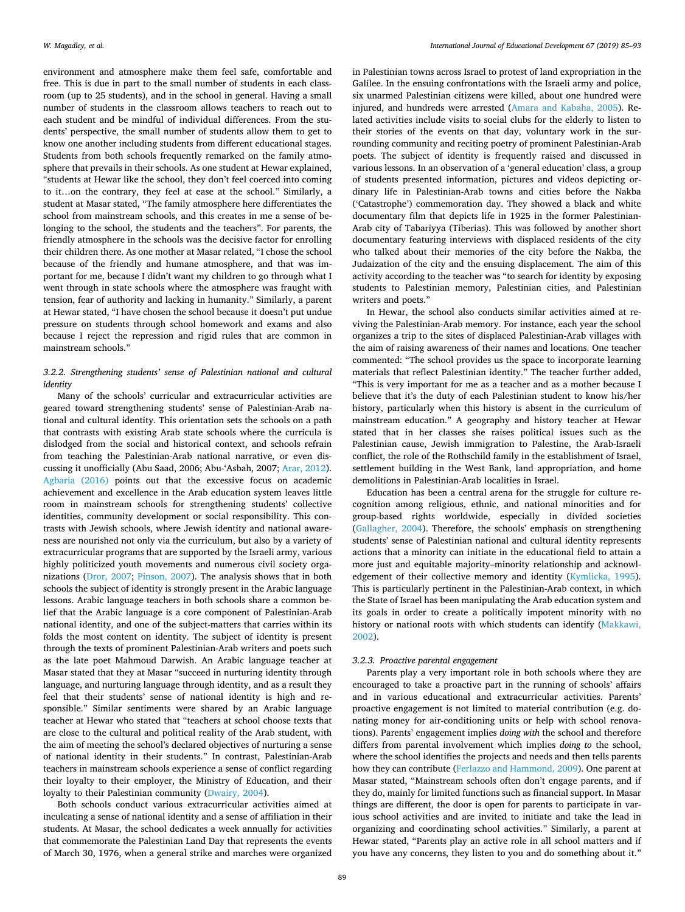environment and atmosphere make them feel safe, comfortable and free. This is due in part to the small number of students in each classroom (up to 25 students), and in the school in general. Having a small number of students in the classroom allows teachers to reach out to each student and be mindful of individual differences. From the students' perspective, the small number of students allow them to get to know one another including students from different educational stages. Students from both schools frequently remarked on the family atmosphere that prevails in their schools. As one student at Hewar explained, "students at Hewar like the school, they don't feel coerced into coming to it…on the contrary, they feel at ease at the school." Similarly, a student at Masar stated, "The family atmosphere here differentiates the school from mainstream schools, and this creates in me a sense of belonging to the school, the students and the teachers". For parents, the friendly atmosphere in the schools was the decisive factor for enrolling their children there. As one mother at Masar related, "I chose the school because of the friendly and humane atmosphere, and that was important for me, because I didn't want my children to go through what I went through in state schools where the atmosphere was fraught with tension, fear of authority and lacking in humanity." Similarly, a parent at Hewar stated, "I have chosen the school because it doesn't put undue pressure on students through school homework and exams and also because I reject the repression and rigid rules that are common in mainstream schools."

#### 3.2.2. Strengthening students' sense of Palestinian national and cultural identity

Many of the schools' curricular and extracurricular activities are geared toward strengthening students' sense of Palestinian-Arab national and cultural identity. This orientation sets the schools on a path that contrasts with existing Arab state schools where the curricula is dislodged from the social and historical context, and schools refrain from teaching the Palestinian-Arab national narrative, or even discussing it unofficially (Abu Saad, 2006; Abu-'Asbah, 2007; Arar, 2012). Agbaria (2016) points out that the excessive focus on academic achievement and excellence in the Arab education system leaves little room in mainstream schools for strengthening students' collective identities, community development or social responsibility. This contrasts with Jewish schools, where Jewish identity and national awareness are nourished not only via the curriculum, but also by a variety of extracurricular programs that are supported by the Israeli army, various highly politicized youth movements and numerous civil society organizations (Dror, 2007; Pinson, 2007). The analysis shows that in both schools the subject of identity is strongly present in the Arabic language lessons. Arabic language teachers in both schools share a common belief that the Arabic language is a core component of Palestinian-Arab national identity, and one of the subject-matters that carries within its folds the most content on identity. The subject of identity is present through the texts of prominent Palestinian-Arab writers and poets such as the late poet Mahmoud Darwish. An Arabic language teacher at Masar stated that they at Masar "succeed in nurturing identity through language, and nurturing language through identity, and as a result they feel that their students' sense of national identity is high and responsible." Similar sentiments were shared by an Arabic language teacher at Hewar who stated that "teachers at school choose texts that are close to the cultural and political reality of the Arab student, with the aim of meeting the school's declared objectives of nurturing a sense of national identity in their students." In contrast, Palestinian-Arab teachers in mainstream schools experience a sense of conflict regarding their loyalty to their employer, the Ministry of Education, and their loyalty to their Palestinian community (Dwairy, 2004).

Both schools conduct various extracurricular activities aimed at inculcating a sense of national identity and a sense of affiliation in their students. At Masar, the school dedicates a week annually for activities that commemorate the Palestinian Land Day that represents the events of March 30, 1976, when a general strike and marches were organized in Palestinian towns across Israel to protest of land expropriation in the Galilee. In the ensuing confrontations with the Israeli army and police, six unarmed Palestinian citizens were killed, about one hundred were injured, and hundreds were arrested (Amara and Kabaha, 2005). Related activities include visits to social clubs for the elderly to listen to their stories of the events on that day, voluntary work in the surrounding community and reciting poetry of prominent Palestinian-Arab poets. The subject of identity is frequently raised and discussed in various lessons. In an observation of a 'general education' class, a group of students presented information, pictures and videos depicting ordinary life in Palestinian-Arab towns and cities before the Nakba ('Catastrophe') commemoration day. They showed a black and white documentary film that depicts life in 1925 in the former Palestinian-Arab city of Tabariyya (Tiberias). This was followed by another short documentary featuring interviews with displaced residents of the city who talked about their memories of the city before the Nakba, the Judaization of the city and the ensuing displacement. The aim of this activity according to the teacher was "to search for identity by exposing students to Palestinian memory, Palestinian cities, and Palestinian writers and poets."

In Hewar, the school also conducts similar activities aimed at reviving the Palestinian-Arab memory. For instance, each year the school organizes a trip to the sites of displaced Palestinian-Arab villages with the aim of raising awareness of their names and locations. One teacher commented: "The school provides us the space to incorporate learning materials that reflect Palestinian identity." The teacher further added, "This is very important for me as a teacher and as a mother because I believe that it's the duty of each Palestinian student to know his/her history, particularly when this history is absent in the curriculum of mainstream education." A geography and history teacher at Hewar stated that in her classes she raises political issues such as the Palestinian cause, Jewish immigration to Palestine, the Arab-Israeli conflict, the role of the Rothschild family in the establishment of Israel, settlement building in the West Bank, land appropriation, and home demolitions in Palestinian-Arab localities in Israel.

Education has been a central arena for the struggle for culture recognition among religious, ethnic, and national minorities and for group-based rights worldwide, especially in divided societies (Gallagher, 2004). Therefore, the schools' emphasis on strengthening students' sense of Palestinian national and cultural identity represents actions that a minority can initiate in the educational field to attain a more just and equitable majority–minority relationship and acknowledgement of their collective memory and identity (Kymlicka, 1995). This is particularly pertinent in the Palestinian-Arab context, in which the State of Israel has been manipulating the Arab education system and its goals in order to create a politically impotent minority with no history or national roots with which students can identify (Makkawi, 2002).

#### 3.2.3. Proactive parental engagement

Parents play a very important role in both schools where they are encouraged to take a proactive part in the running of schools' affairs and in various educational and extracurricular activities. Parents' proactive engagement is not limited to material contribution (e.g. donating money for air-conditioning units or help with school renovations). Parents' engagement implies *doing with* the school and therefore differs from parental involvement which implies *doing to* the school, where the school identifies the projects and needs and then tells parents how they can contribute (Ferlazzo and Hammond, 2009). One parent at Masar stated, "Mainstream schools often don't engage parents, and if they do, mainly for limited functions such as financial support. In Masar things are different, the door is open for parents to participate in various school activities and are invited to initiate and take the lead in organizing and coordinating school activities." Similarly, a parent at Hewar stated, "Parents play an active role in all school matters and if you have any concerns, they listen to you and do something about it."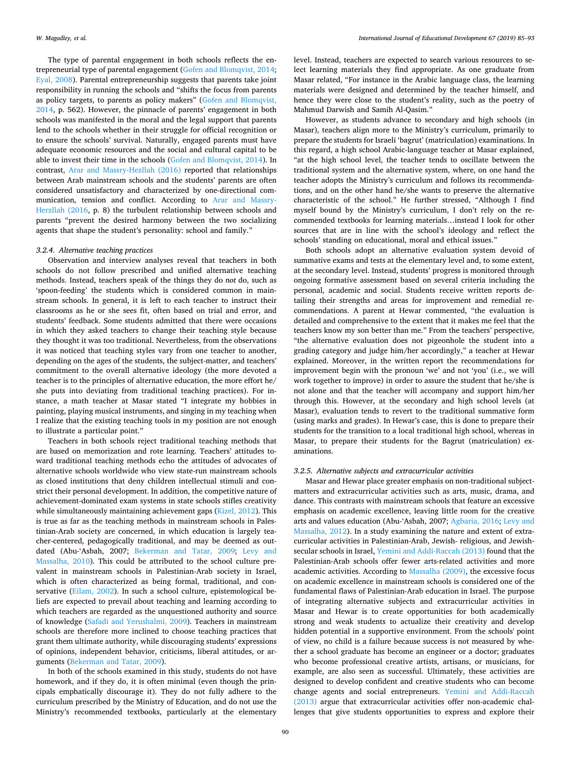The type of parental engagement in both schools reflects the entrepreneurial type of parental engagement (Gofen and Blomqvist, 2014; Eyal, 2008). Parental entrepreneurship suggests that parents take joint responsibility in running the schools and "shifts the focus from parents as policy targets, to parents as policy makers" (Gofen and Blomqvist, 2014, p. 562). However, the pinnacle of parents' engagement in both schools was manifested in the moral and the legal support that parents lend to the schools whether in their struggle for official recognition or to ensure the schools' survival. Naturally, engaged parents must have adequate economic resources and the social and cultural capital to be able to invest their time in the schools (Gofen and Blomqvist, 2014). In contrast, Arar and Massry-Hezllah (2016) reported that relationships between Arab mainstream schools and the students' parents are often considered unsatisfactory and characterized by one-directional communication, tension and conflict. According to Arar and Massry-Herzllah (2016, p. 8) the turbulent relationship between schools and parents "prevent the desired harmony between the two socializing agents that shape the student's personality: school and family."

#### 3.2.4. Alternative teaching practices

Observation and interview analyses reveal that teachers in both schools do not follow prescribed and unified alternative teaching methods. Instead, teachers speak of the things they do *not* do, such as 'spoon-feeding' the students which is considered common in mainstream schools. In general, it is left to each teacher to instruct their classrooms as he or she sees fit, often based on trial and error, and students' feedback. Some students admitted that there were occasions in which they asked teachers to change their teaching style because they thought it was too traditional. Nevertheless, from the observations it was noticed that teaching styles vary from one teacher to another, depending on the ages of the students, the subject-matter, and teachers' commitment to the overall alternative ideology (the more devoted a teacher is to the principles of alternative education, the more effort he/she puts into deviating from traditional teaching practices). For instance, a math teacher at Masar stated "I integrate my hobbies in painting, playing musical instruments, and singing in my teaching when I realize that the existing teaching tools in my position are not enough to illustrate a particular point."

Teachers in both schools reject traditional teaching methods that are based on memorization and rote learning. Teachers' attitudes toward traditional teaching methods echo the attitudes of advocates of alternative schools worldwide who view state-run mainstream schools as closed institutions that deny children intellectual stimuli and constrict their personal development. In addition, the competitive nature of achievement-dominated exam systems in state schools stifles creativity while simultaneously maintaining achievement gaps (Kizel, 2012). This is true as far as the teaching methods in mainstream schools in Palestinian-Arab society are concerned, in which education is largely teacher-centered, pedagogically traditional, and may be deemed as outdated (Abu-'Asbah, 2007; Bekerman and Tatar, 2009; Levy and Massalha, 2010). This could be attributed to the school culture prevalent in mainstream schools in Palestinian-Arab society in Israel, which is often characterized as being formal, traditional, and conservative (Eilam, 2002). In such a school culture, epistemological beliefs are expected to prevail about teaching and learning according to which teachers are regarded as the unquestioned authority and source of knowledge (Safadi and Yerushalmi, 2009). Teachers in mainstream schools are therefore more inclined to choose teaching practices that grant them ultimate authority, while discouraging students' expressions of opinions, independent behavior, criticisms, liberal attitudes, or arguments (Bekerman and Tatar, 2009).

In both of the schools examined in this study, students do not have homework, and if they do, it is often minimal (even though the principals emphatically discourage it). They do not fully adhere to the curriculum prescribed by the Ministry of Education, and do not use the Ministry's recommended textbooks, particularly at the elementary level. Instead, teachers are expected to search various resources to select learning materials they find appropriate. As one graduate from Masar related, "For instance in the Arabic language class, the learning materials were designed and determined by the teacher himself, and hence they were close to the student's reality, such as the poetry of Mahmud Darwish and Samih Al-Qasim."

However, as students advance to secondary and high schools (in Masar), teachers align more to the Ministry's curriculum, primarily to prepare the students for Israeli 'bagrut' (matriculation) examinations. In this regard, a high school Arabic-language teacher at Masar explained, "at the high school level, the teacher tends to oscillate between the traditional system and the alternative system, where, on one hand the teacher adopts the Ministry's curriculum and follows its recommendations, and on the other hand he/she wants to preserve the alternative characteristic of the school." He further stressed, "Although I find myself bound by the Ministry's curriculum, I don't rely on the recommended textbooks for learning materials…instead I look for other sources that are in line with the school's ideology and reflect the schools' standing on educational, moral and ethical issues."

Both schools adopt an alternative evaluation system devoid of summative exams and tests at the elementary level and, to some extent, at the secondary level. Instead, students' progress is monitored through ongoing formative assessment based on several criteria including the personal, academic and social. Students receive written reports detailing their strengths and areas for improvement and remedial recommendations. A parent at Hewar commented, "the evaluation is detailed and comprehensive to the extent that it makes me feel that the teachers know my son better than me." From the teachers' perspective, "the alternative evaluation does not pigeonhole the student into a grading category and judge him/her accordingly," a teacher at Hewar explained. Moreover, in the written report the recommendations for improvement begin with the pronoun 'we' and not 'you' (i.e., we will work together to improve) in order to assure the student that he/she is not alone and that the teacher will accompany and support him/her through this. However, at the secondary and high school levels (at Masar), evaluation tends to revert to the traditional summative form (using marks and grades). In Hewar's case, this is done to prepare their students for the transition to a local traditional high school, whereas in Masar, to prepare their students for the Bagrut (matriculation) examinations.

#### 3.2.5. Alternative subjects and extracurricular activities

Masar and Hewar place greater emphasis on non-traditional subject-matters and extracurricular activities such as arts, music, drama, and dance. This contrasts with mainstream schools that feature an excessive emphasis on academic excellence, leaving little room for the creative arts and values education (Abu-'Asbah, 2007; Agbaria, 2016; Levy and Massalha, 2012). In a study examining the nature and extent of extracurricular activities in Palestinian-Arab, Jewish- religious, and Jewish-secular schools in Israel, Yemini and Addi-Raccah (2013) found that the Palestinian-Arab schools offer fewer arts-related activities and more academic activities. According to Massalha (2009), the excessive focus on academic excellence in mainstream schools is considered one of the fundamental flaws of Palestinian-Arab education in Israel. The purpose of integrating alternative subjects and extracurricular activities in Masar and Hewar is to create opportunities for both academically strong and weak students to actualize their creativity and develop hidden potential in a supportive environment. From the schools' point of view, no child is a failure because success is not measured by whether a school graduate has become an engineer or a doctor; graduates who become professional creative artists, artisans, or musicians, for example, are also seen as successful. Ultimately, these activities are designed to develop confident and creative students who can become change agents and social entrepreneurs. Yemini and Addi-Raccah (2013) argue that extracurricular activities offer non-academic challenges that give students opportunities to express and explore their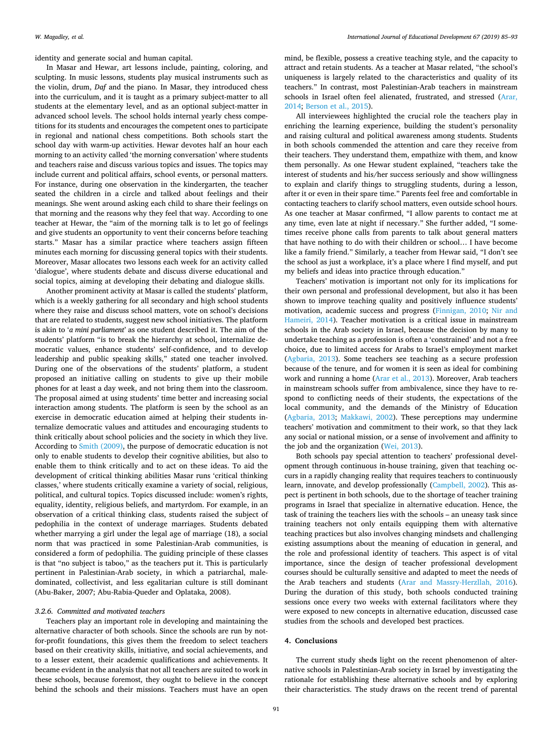identity and generate social and human capital.

In Masar and Hewar, art lessons include, painting, coloring, and sculpting. In music lessons, students play musical instruments such as the violin, drum, *Daf* and the piano. In Masar, they introduced chess into the curriculum, and it is taught as a primary subject-matter to all students at the elementary level, and as an optional subject-matter in advanced school levels. The school holds internal yearly chess competitions for its students and encourages the competent ones to participate in regional and national chess competitions. Both schools start the school day with warm-up activities. Hewar devotes half an hour each morning to an activity called 'the morning conversation' where students and teachers raise and discuss various topics and issues. The topics may include current and political affairs, school events, or personal matters. For instance, during one observation in the kindergarten, the teacher seated the children in a circle and talked about feelings and their meanings. She went around asking each child to share their feelings on that morning and the reasons why they feel that way. According to one teacher at Hewar, the "aim of the morning talk is to let go of feelings and give students an opportunity to vent their concerns before teaching starts." Masar has a similar practice where teachers assign fifteen minutes each morning for discussing general topics with their students. Moreover, Masar allocates two lessons each week for an activity called 'dialogue', where students debate and discuss diverse educational and social topics, aiming at developing their debating and dialogue skills.

Another prominent activity at Masar is called the students' platform, which is a weekly gathering for all secondary and high school students where they raise and discuss school matters, vote on school's decisions that are related to students, suggest new school initiatives. The platform is akin to '*a mini parliament*' as one student described it. The aim of the students' platform "is to break the hierarchy at school, internalize democratic values, enhance students' self-confidence, and to develop leadership and public speaking skills," stated one teacher involved. During one of the observations of the students' platform, a student proposed an initiative calling on students to give up their mobile phones for at least a day week, and not bring them into the classroom. The proposal aimed at using students' time better and increasing social interaction among students. The platform is seen by the school as an exercise in democratic education aimed at helping their students internalize democratic values and attitudes and encouraging students to think critically about school policies and the society in which they live. According to Smith (2009), the purpose of democratic education is not only to enable students to develop their cognitive abilities, but also to enable them to think critically and to act on these ideas. To aid the development of critical thinking abilities Masar runs 'critical thinking classes,' where students critically examine a variety of social, religious, political, and cultural topics. Topics discussed include: women's rights, equality, identity, religious beliefs, and martyrdom. For example, in an observation of a critical thinking class, students raised the subject of pedophilia in the context of underage marriages. Students debated whether marrying a girl under the legal age of marriage (18), a social norm that was practiced in some Palestinian-Arab communities, is considered a form of pedophilia. The guiding principle of these classes is that "no subject is taboo," as the teachers put it. This is particularly pertinent in Palestinian-Arab society, in which a patriarchal, male-dominated, collectivist, and less egalitarian culture is still dominant (Abu-Baker, 2007; Abu-Rabia-Queder and Oplataka, 2008).

### 3.2.6. Committed and motivated teachers

Teachers play an important role in developing and maintaining the alternative character of both schools. Since the schools are run by not-for-profit foundations, this gives them the freedom to select teachers based on their creativity skills, initiative, and social achievements, and to a lesser extent, their academic qualifications and achievements. It became evident in the analysis that not all teachers are suited to work in these schools, because foremost, they ought to believe in the concept behind the schools and their missions. Teachers must have an open mind, be flexible, possess a creative teaching style, and the capacity to attract and retain students. As a teacher at Masar related, "the school's uniqueness is largely related to the characteristics and quality of its teachers." In contrast, most Palestinian-Arab teachers in mainstream schools in Israel often feel alienated, frustrated, and stressed (Arar, 2014; Berson et al., 2015).

All interviewees highlighted the crucial role the teachers play in enriching the learning experience, building the student's personality and raising cultural and political awareness among students. Students in both schools commended the attention and care they receive from their teachers. They understand them, empathize with them, and know them personally. As one Hewar student explained, "teachers take the interest of students and his/her success seriously and show willingness to explain and clarify things to struggling students, during a lesson, after it or even in their spare time." Parents feel free and comfortable in contacting teachers to clarify school matters, even outside school hours. As one teacher at Masar confirmed, "I allow parents to contact me at any time, even late at night if necessary." She further added, "I sometimes receive phone calls from parents to talk about general matters that have nothing to do with their children or school… I have become like a family friend." Similarly, a teacher from Hewar said, "I don't see the school as just a workplace, it's a place where I find myself, and put my beliefs and ideas into practice through education."

Teachers' motivation is important not only for its implications for their own personal and professional development, but also it has been shown to improve teaching quality and positively influence students' motivation, academic success and progress (Finnigan, 2010; Nir and Hameiri, 2014). Teacher motivation is a critical issue in mainstream schools in the Arab society in Israel, because the decision by many to undertake teaching as a profession is often a 'constrained' and not a free choice, due to limited access for Arabs to Israel's employment market (Agbaria, 2013). Some teachers see teaching as a secure profession because of the tenure, and for women it is seen as ideal for combining work and running a home (Arar et al., 2013). Moreover, Arab teachers in mainstream schools suffer from ambivalence, since they have to respond to conflicting needs of their students, the expectations of the local community, and the demands of the Ministry of Education (Agbaria, 2013; Makkawi, 2002). These perceptions may undermine teachers' motivation and commitment to their work, so that they lack any social or national mission, or a sense of involvement and affinity to the job and the organization (Wei, 2013).

Both schools pay special attention to teachers' professional development through continuous in-house training, given that teaching occurs in a rapidly changing reality that requires teachers to continuously learn, innovate, and develop professionally (Campbell, 2002). This aspect is pertinent in both schools, due to the shortage of teacher training programs in Israel that specialize in alternative education. Hence, the task of training the teachers lies with the schools – an uneasy task since training teachers not only entails equipping them with alternative teaching practices but also involves changing mindsets and challenging existing assumptions about the meaning of education in general, and the role and professional identity of teachers. This aspect is of vital importance, since the design of teacher professional development courses should be culturally sensitive and adapted to meet the needs of the Arab teachers and students (Arar and Massry-Herzllah, 2016). During the duration of this study, both schools conducted training sessions once every two weeks with external facilitators where they were exposed to new concepts in alternative education, discussed case studies from the schools and developed best practices.

## 4. Conclusions

The current study sheds light on the recent phenomenon of alternative schools in Palestinian-Arab society in Israel by investigating the rationale for establishing these alternative schools and by exploring their characteristics. The study draws on the recent trend of parental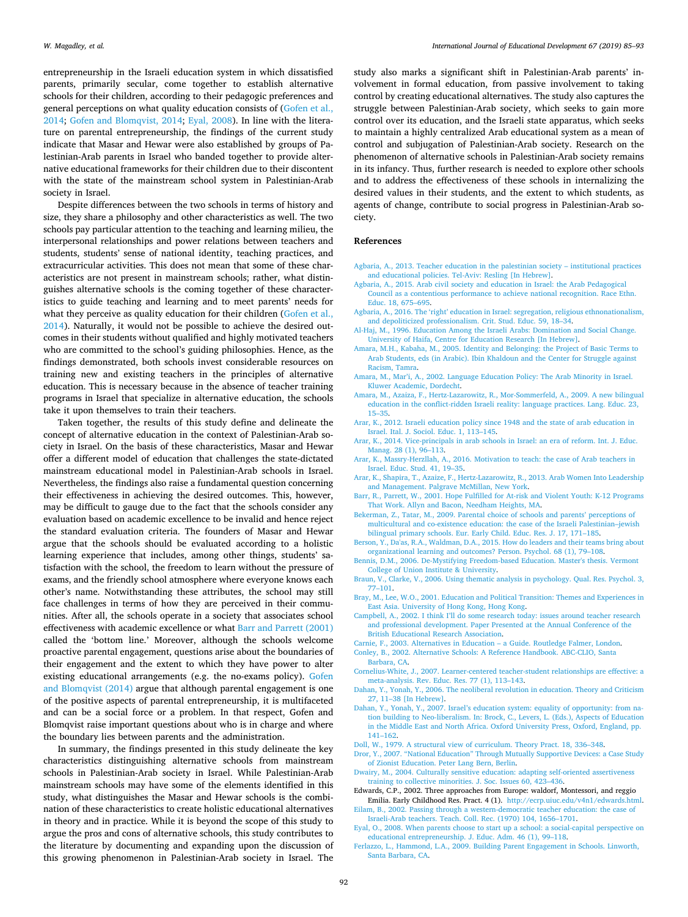entrepreneurship in the Israeli education system in which dissatisfied parents, primarily secular, come together to establish alternative schools for their children, according to their pedagogic preferences and general perceptions on what quality education consists of (Gofen et al., 2014; Gofen and Blomqvist, 2014; Eyal, 2008). In line with the literature on parental entrepreneurship, the findings of the current study indicate that Masar and Hewar were also established by groups of Palestinian-Arab parents in Israel who banded together to provide alternative educational frameworks for their children due to their discontent with the state of the mainstream school system in Palestinian-Arab society in Israel.

Despite differences between the two schools in terms of history and size, they share a philosophy and other characteristics as well. The two schools pay particular attention to the teaching and learning milieu, the interpersonal relationships and power relations between teachers and students, students' sense of national identity, teaching practices, and extracurricular activities. This does not mean that some of these characteristics are not present in mainstream schools; rather, what distinguishes alternative schools is the coming together of these characteristics to guide teaching and learning and to meet parents' needs for what they perceive as quality education for their children (Gofen et al., 2014). Naturally, it would not be possible to achieve the desired outcomes in their students without qualified and highly motivated teachers who are committed to the school's guiding philosophies. Hence, as the findings demonstrated, both schools invest considerable resources on training new and existing teachers in the principles of alternative education. This is necessary because in the absence of teacher training programs in Israel that specialize in alternative education, the schools take it upon themselves to train their teachers.

Taken together, the results of this study define and delineate the concept of alternative education in the context of Palestinian-Arab society in Israel. On the basis of these characteristics, Masar and Hewar offer a different model of education that challenges the state-dictated mainstream educational model in Palestinian-Arab schools in Israel. Nevertheless, the findings also raise a fundamental question concerning their effectiveness in achieving the desired outcomes. This, however, may be difficult to gauge due to the fact that the schools consider any evaluation based on academic excellence to be invalid and hence reject the standard evaluation criteria. The founders of Masar and Hewar argue that the schools should be evaluated according to a holistic learning experience that includes, among other things, students' satisfaction with the school, the freedom to learn without the pressure of exams, and the friendly school atmosphere where everyone knows each other's name. Notwithstanding these attributes, the school may still face challenges in terms of how they are perceived in their communities. After all, the schools operate in a society that associates school effectiveness with academic excellence or what Barr and Parrett (2001) called the 'bottom line.' Moreover, although the schools welcome proactive parental engagement, questions arise about the boundaries of their engagement and the extent to which they have power to alter existing educational arrangements (e.g. the no-exams policy). Gofen and Blomqvist (2014) argue that although parental engagement is one of the positive aspects of parental entrepreneurship, it is multifaceted and can be a social force or a problem. In that respect, Gofen and Blomqvist raise important questions about who is in charge and where the boundary lies between parents and the administration.

In summary, the findings presented in this study delineate the key characteristics distinguishing alternative schools from mainstream schools in Palestinian-Arab society in Israel. While Palestinian-Arab mainstream schools may have some of the elements identified in this study, what distinguishes the Masar and Hewar schools is the combination of these characteristics to create holistic educational alternatives in theory and in practice. While it is beyond the scope of this study to argue the pros and cons of alternative schools, this study contributes to the literature by documenting and expanding upon the discussion of this growing phenomenon in Palestinian-Arab society in Israel. The study also marks a significant shift in Palestinian-Arab parents' involvement in formal education, from passive involvement to taking control by creating educational alternatives. The study also captures the struggle between Palestinian-Arab society, which seeks to gain more control over its education, and the Israeli state apparatus, which seeks to maintain a highly centralized Arab educational system as a mean of control and subjugation of Palestinian-Arab society. Research on the phenomenon of alternative schools in Palestinian-Arab society remains in its infancy. Thus, further research is needed to explore other schools and to address the effectiveness of these schools in internalizing the desired values in their students, and the extent to which students, as agents of change, contribute to social progress in Palestinian-Arab society.

## References

Agbaria, A., 2013. Teacher education in the palestinian society – institutional practices and educational policies. Tel-Aviv: Resling [In Hebrew].

Agbaria, A., 2015. Arab civil society and education in Israel: the Arab Pedagogical Council as a contentious performance to achieve national recognition. Race Ethn. Educ. 18, 675–695.

Agbaria, A., 2016. The 'right' education in Israel: segregation, religious ethnonationalism, and depoliticized professionalism. Crit. Stud. Educ. 59, 18–34.

Al-Haj, M., 1996. Education Among the Israeli Arabs: Domination and Social Change. University of Haifa, Centre for Education Research [In Hebrew].

Amara, M.H., Kabaha, M., 2005. Identity and Belonging: the Project of Basic Terms to Arab Students, eds (in Arabic). Ibin Khaldoun and the Center for Struggle against Racism, Tamra.

Amara, M., Mar'i, A., 2002. Language Education Policy: The Arab Minority in Israel. Kluwer Academic, Dordecht.

Amara, M., Azaiza, F., Hertz-Lazarowitz, R., Mor-Sommerfeld, A., 2009. A new bilingual education in the conflict-ridden Israeli reality: language practices. Lang. Educ. 23, 15–35.

Arar, K., 2012. Israeli education policy since 1948 and the state of arab education in Israel. Ital. J. Sociol. Educ. 1, 113–145.

Arar, K., 2014. Vice-principals in arab schools in Israel: an era of reform. Int. J. Educ. Manag. 28 (1), 96–113.

Arar, K., Massry-Herzllah, A., 2016. Motivation to teach: the case of Arab teachers in Israel. Educ. Stud. 41, 19–35.

Arar, K., Shapira, T., Azaize, F., Hertz-Lazarowitz, R., 2013. Arab Women Into Leadership and Management. Palgrave McMillan, New York.

Barr, R., Parrett, W., 2001. Hope Fulfilled for At-risk and Violent Youth: K-12 Programs That Work. Allyn and Bacon, Needham Heights, MA.

Bekerman, Z., Tatar, M., 2009. Parental choice of schools and parents' perceptions of multicultural and co-existence education: the case of the Israeli Palestinian–jewish bilingual primary schools. Eur. Early Child. Educ. Res. J. 17, 171–185.

Berson, Y., Da'as, R.A., Waldman, D.A., 2015. How do leaders and their teams bring about organizational learning and outcomes? Person. Psychol. 68 (1), 79–108.

Bennis, D.M., 2006. De-Mystifying Freedom-based Education. Master's thesis. Vermont College of Union Institute & University.

Braun, V., Clarke, V., 2006. Using thematic analysis in psychology. Qual. Res. Psychol. 3, 77–101.

Bray, M., Lee, W.O., 2001. Education and Political Transition: Themes and Experiences in East Asia. University of Hong Kong, Hong Kong.

Campbell, A., 2002. I think I'll do some research today: issues around teacher research and professional development. Paper Presented at the Annual Conference of the British Educational Research Association.

Carnie, F., 2003. Alternatives in Education – a Guide. Routledge Falmer, London.

Conley, B., 2002. Alternative Schools: A Reference Handbook. ABC-CLIO, Santa Barbara, CA.

Cornelius-White, J., 2007. Learner-centered teacher-student relationships are effective: a meta-analysis. Rev. Educ. Res. 77 (1), 113–143.

Dahan, Y., Yonah, Y., 2006. The neoliberal revolution in education. Theory and Criticism 27, 11–38 [In Hebrew].

Dahan, Y., Yonah, Y., 2007. Israel's education system: equality of opportunity: from nation building to Neo-liberalism. In: Brock, C., Levers, L. (Eds.), Aspects of Education in the Middle East and North Africa. Oxford University Press, Oxford, England, pp. 141–162.

Doll, W., 1979. A structural view of curriculum. Theory Pract. 18, 336–348.

Dror, Y., 2007. "National Education" Through Mutually Supportive Devices: a Case Study of Zionist Education. Peter Lang Bern, Berlin.

Dwairy, M., 2004. Culturally sensitive education: adapting self-oriented assertiveness training to collective minorities. J. Soc. Issues 60, 423–436.

Edwards, C.P., 2002. Three approaches from Europe: waldorf, Montessori, and reggio Emilia. Early Childhood Res. Pract. 4 (1). http://ecrp.uiuc.edu/v4n1/edwards.html.

Eilam, B., 2002. Passing through a western-democratic teacher education: the case of Israeli-Arab teachers. Teach. Coll. Rec. (1970) 104, 1656–1701.

Eyal, O., 2008. When parents choose to start up a school: a social-capital perspective on educational entrepreneurship. J. Educ. Adm. 46 (1), 99–118.

Ferlazzo, L., Hammond, L.A., 2009. Building Parent Engagement in Schools. Linworth, Santa Barbara, CA.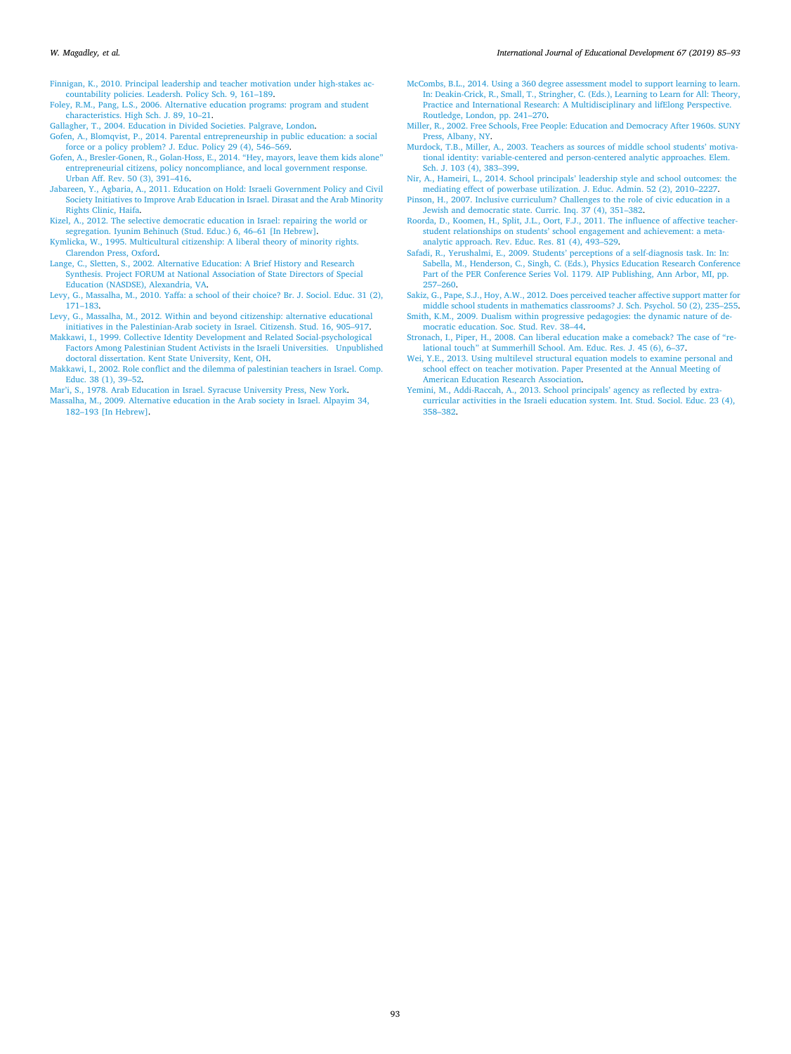Finnigan, K., 2010. Principal leadership and teacher motivation under high-stakes accountability policies. Leadersh. Policy Sch. 9, 161–189.

Foley, R.M., Pang, L.S., 2006. Alternative education programs: program and student characteristics. High Sch. J. 89, 10–21.

Gallagher, T., 2004. Education in Divided Societies. Palgrave, London.

Gofen, A., Blomqvist, P., 2014. Parental entrepreneurship in public education: a social force or a policy problem? J. Educ. Policy 29 (4), 546–569.

Gofen, A., Bresler-Gonen, R., Golan-Hoss, E., 2014. "Hey, mayors, leave them kids alone" entrepreneurial citizens, policy noncompliance, and local government response. Urban Aff. Rev. 50 (3), 391–416.

Jabareen, Y., Agbaria, A., 2011. Education on Hold: Israeli Government Policy and Civil Society Initiatives to Improve Arab Education in Israel. Dirasat and the Arab Minority Rights Clinic, Haifa.

Kizel, A., 2012. The selective democratic education in Israel: repairing the world or segregation. Iyunim Behinuch (Stud. Educ.) 6, 46–61 [In Hebrew].

Kymlicka, W., 1995. Multicultural citizenship: A liberal theory of minority rights. Clarendon Press, Oxford.

Lange, C., Sletten, S., 2002. Alternative Education: A Brief History and Research Synthesis. Project FORUM at National Association of State Directors of Special Education (NASDSE), Alexandria, VA.

Levy, G., Massalha, M., 2010. Yaffa: a school of their choice? Br. J. Sociol. Educ. 31 (2), 171–183.

Levy, G., Massalha, M., 2012. Within and beyond citizenship: alternative educational initiatives in the Palestinian-Arab society in Israel. Citizensh. Stud. 16, 905–917.

Makkawi, I., 1999. Collective Identity Development and Related Social-psychological Factors Among Palestinian Student Activists in the Israeli Universities. Unpublished doctoral dissertation. Kent State University, Kent, OH.

Makkawi, I., 2002. Role conflict and the dilemma of palestinian teachers in Israel. Comp. Educ. 38 (1), 39–52.

Mar'i, S., 1978. Arab Education in Israel. Syracuse University Press, New York.

Massalha, M., 2009. Alternative education in the Arab society in Israel. Alpayim 34, 182–193 [In Hebrew].

McCombs, B.L., 2014. Using a 360 degree assessment model to support learning to learn. In: Deakin-Crick, R., Small, T., Stringher, C. (Eds.), Learning to Learn for All: Theory, Practice and International Research: A Multidisciplinary and lifElong Perspective. Routledge, London, pp. 241–270.

Miller, R., 2002. Free Schools, Free People: Education and Democracy After 1960s. SUNY Press, Albany, NY.

Murdock, T.B., Miller, A., 2003. Teachers as sources of middle school students' motivational identity: variable-centered and person-centered analytic approaches. Elem. Sch. J. 103 (4), 383–399.

Nir, A., Hameiri, L., 2014. School principals' leadership style and school outcomes: the mediating effect of powerbase utilization. J. Educ. Admin. 52 (2), 2010–2227.

Pinson, H., 2007. Inclusive curriculum? Challenges to the role of civic education in a Jewish and democratic state. Curric. Inq. 37 (4), 351–382.

Roorda, D., Koomen, H., Split, J.L., Oort, F.J., 2011. The influence of affective teacher-student relationships on students' school engagement and achievement: a meta-analytic approach. Rev. Educ. Res. 81 (4), 493–529.

Safadi, R., Yerushalmi, E., 2009. Students' perceptions of a self-diagnosis task. In: In: Sabella, M., Henderson, C., Singh, C. (Eds.), Physics Education Research Conference Part of the PER Conference Series Vol. 1179. AIP Publishing, Ann Arbor, MI, pp. 257–260.

Sakiz, G., Pape, S.J., Hoy, A.W., 2012. Does perceived teacher affective support matter for middle school students in mathematics classrooms? J. Sch. Psychol. 50 (2), 235–255.

Smith, K.M., 2009. Dualism within progressive pedagogies: the dynamic nature of democratic education. Soc. Stud. Rev. 38–44.

Stronach, I., Piper, H., 2008. Can liberal education make a comeback? The case of "relational touch" at Summerhill School. Am. Educ. Res. J. 45 (6), 6–37.

Wei, Y.E., 2013. Using multilevel structural equation models to examine personal and school effect on teacher motivation. Paper Presented at the Annual Meeting of American Education Research Association.

Yemini, M., Addi-Raccah, A., 2013. School principals' agency as reflected by extra-curricular activities in the Israeli education system. Int. Stud. Sociol. Educ. 23 (4), 358–382.